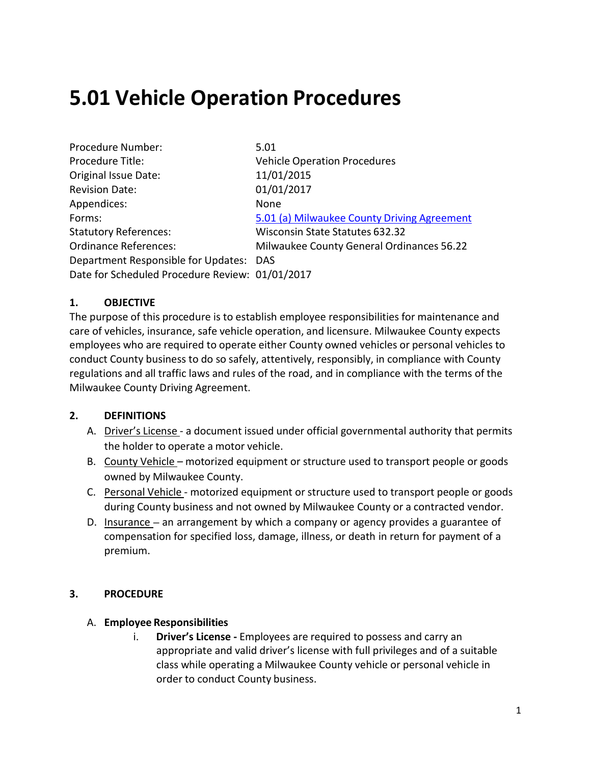# 5.01 Vehicle Operation Procedures

| | |
|---|---|
| Procedure Number: | 5.01 |
| Procedure Title: | Vehicle Operation Procedures |
| Original Issue Date: | 11/01/2015 |
| Revision Date: | 01/01/2017 |
| Appendices: | None |
| Forms: | 5.01 (a) Milwaukee County Driving Agreement |
| Statutory References: | Wisconsin State Statutes 632.32 |
| Ordinance References: | Milwaukee County General Ordinances 56.22 |
| Department Responsible for Updates: | DAS |
| Date for Scheduled Procedure Review: | 01/01/2017 |

## 1. OBJECTIVE

The purpose of this procedure is to establish employee responsibilities for maintenance and care of vehicles, insurance, safe vehicle operation, and licensure. Milwaukee County expects employees who are required to operate either County owned vehicles or personal vehicles to conduct County business to do so safely, attentively, responsibly, in compliance with County regulations and all traffic laws and rules of the road, and in compliance with the terms of the Milwaukee County Driving Agreement.

## 2. DEFINITIONS

A. Driver's License - a document issued under official governmental authority that permits the holder to operate a motor vehicle.

B. County Vehicle – motorized equipment or structure used to transport people or goods owned by Milwaukee County.

C. Personal Vehicle - motorized equipment or structure used to transport people or goods during County business and not owned by Milwaukee County or a contracted vendor.

D. Insurance – an arrangement by which a company or agency provides a guarantee of compensation for specified loss, damage, illness, or death in return for payment of a premium.

## 3. PROCEDURE

A. **Employee Responsibilities**

i. **Driver's License -** Employees are required to possess and carry an appropriate and valid driver's license with full privileges and of a suitable class while operating a Milwaukee County vehicle or personal vehicle in order to conduct County business.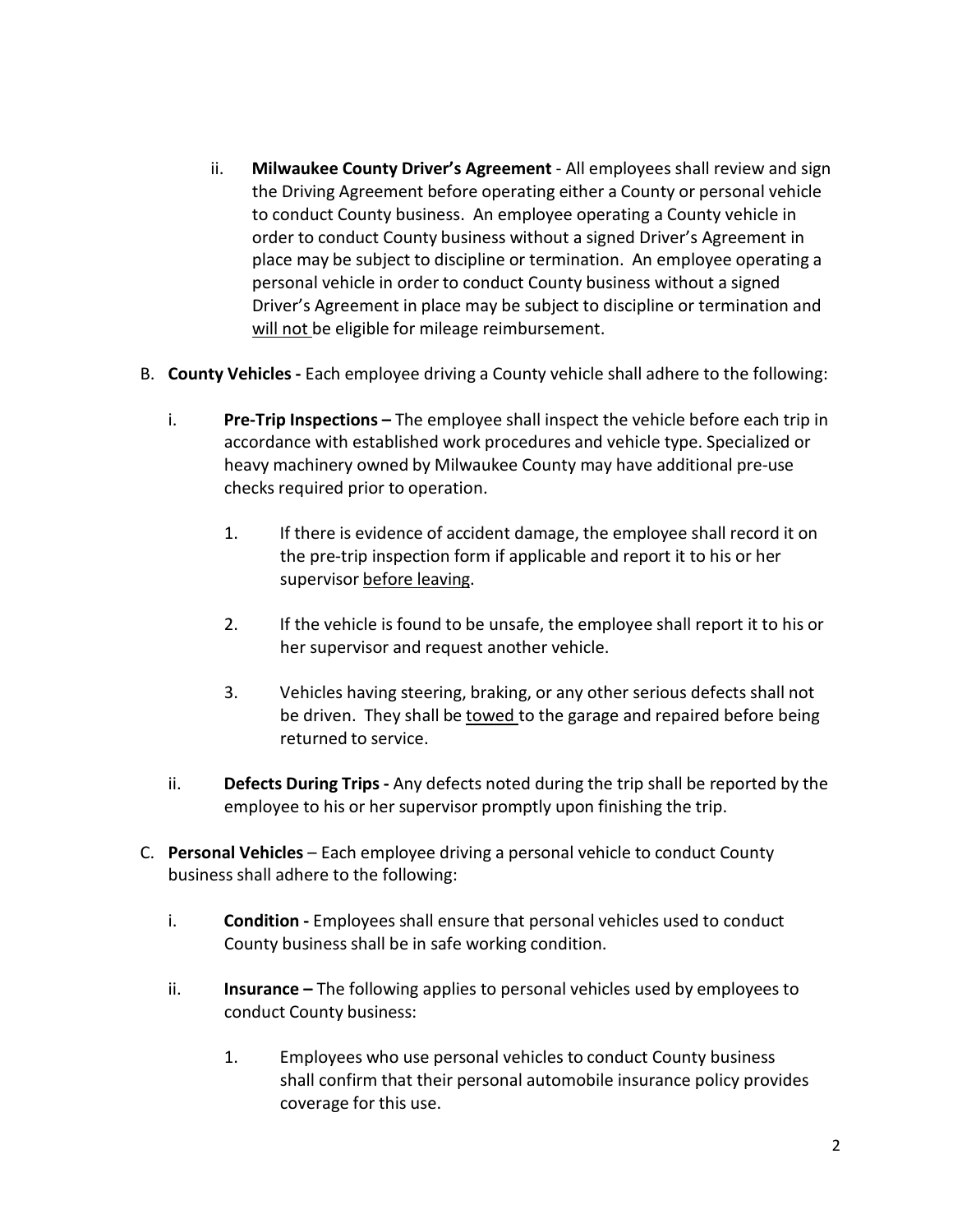ii. **Milwaukee County Driver's Agreement** - All employees shall review and sign the Driving Agreement before operating either a County or personal vehicle to conduct County business. An employee operating a County vehicle in order to conduct County business without a signed Driver's Agreement in place may be subject to discipline or termination. An employee operating a personal vehicle in order to conduct County business without a signed Driver's Agreement in place may be subject to discipline or termination and <u>will not</u> be eligible for mileage reimbursement.

B. **County Vehicles -** Each employee driving a County vehicle shall adhere to the following:

i. **Pre-Trip Inspections –** The employee shall inspect the vehicle before each trip in accordance with established work procedures and vehicle type. Specialized or heavy machinery owned by Milwaukee County may have additional pre-use checks required prior to operation.

1. If there is evidence of accident damage, the employee shall record it on the pre-trip inspection form if applicable and report it to his or her supervisor <u>before leaving</u>.

2. If the vehicle is found to be unsafe, the employee shall report it to his or her supervisor and request another vehicle.

3. Vehicles having steering, braking, or any other serious defects shall not be driven. They shall be <u>towed</u> to the garage and repaired before being returned to service.

ii. **Defects During Trips -** Any defects noted during the trip shall be reported by the employee to his or her supervisor promptly upon finishing the trip.

C. **Personal Vehicles** – Each employee driving a personal vehicle to conduct County business shall adhere to the following:

i. **Condition -** Employees shall ensure that personal vehicles used to conduct County business shall be in safe working condition.

ii. **Insurance –** The following applies to personal vehicles used by employees to conduct County business:

1. Employees who use personal vehicles to conduct County business shall confirm that their personal automobile insurance policy provides coverage for this use.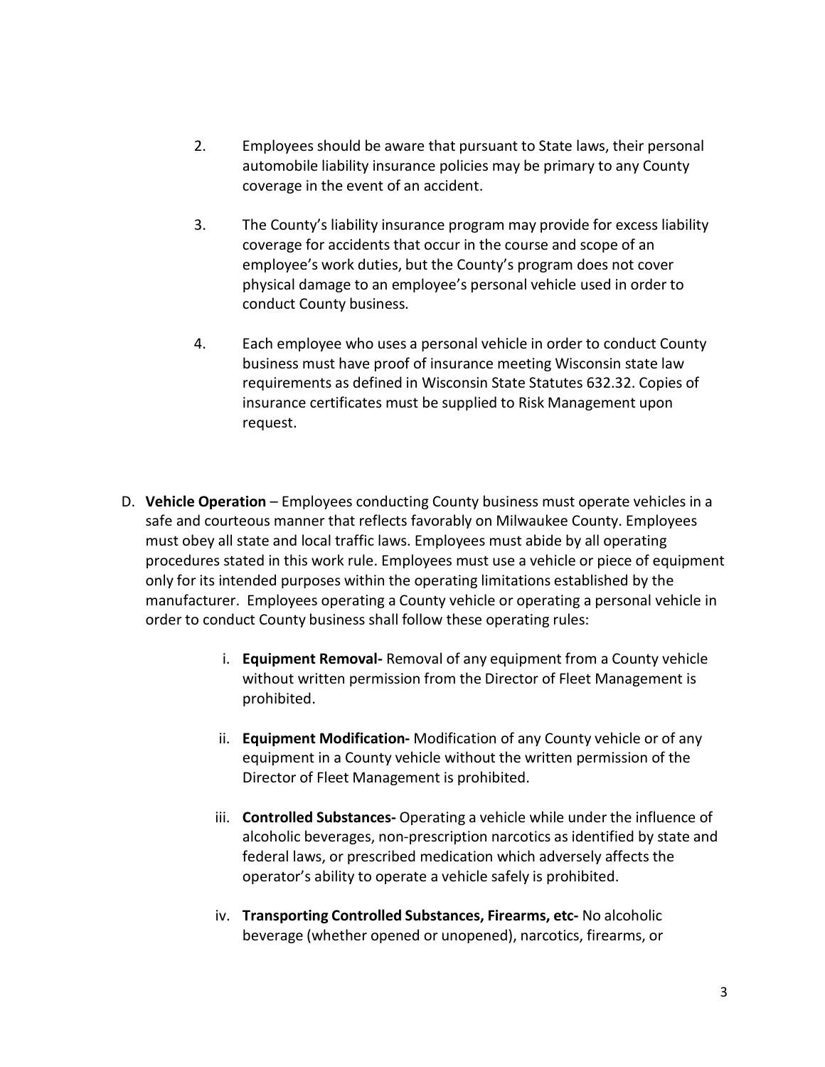2. Employees should be aware that pursuant to State laws, their personal automobile liability insurance policies may be primary to any County coverage in the event of an accident.

3. The County's liability insurance program may provide for excess liability coverage for accidents that occur in the course and scope of an employee's work duties, but the County's program does not cover physical damage to an employee's personal vehicle used in order to conduct County business.

4. Each employee who uses a personal vehicle in order to conduct County business must have proof of insurance meeting Wisconsin state law requirements as defined in Wisconsin State Statutes 632.32. Copies of insurance certificates must be supplied to Risk Management upon request.

D. **Vehicle Operation** – Employees conducting County business must operate vehicles in a safe and courteous manner that reflects favorably on Milwaukee County. Employees must obey all state and local traffic laws. Employees must abide by all operating procedures stated in this work rule. Employees must use a vehicle or piece of equipment only for its intended purposes within the operating limitations established by the manufacturer. Employees operating a County vehicle or operating a personal vehicle in order to conduct County business shall follow these operating rules:

   i. **Equipment Removal-** Removal of any equipment from a County vehicle without written permission from the Director of Fleet Management is prohibited.

   ii. **Equipment Modification-** Modification of any County vehicle or of any equipment in a County vehicle without the written permission of the Director of Fleet Management is prohibited.

   iii. **Controlled Substances-** Operating a vehicle while under the influence of alcoholic beverages, non-prescription narcotics as identified by state and federal laws, or prescribed medication which adversely affects the operator's ability to operate a vehicle safely is prohibited.

   iv. **Transporting Controlled Substances, Firearms, etc-** No alcoholic beverage (whether opened or unopened), narcotics, firearms, or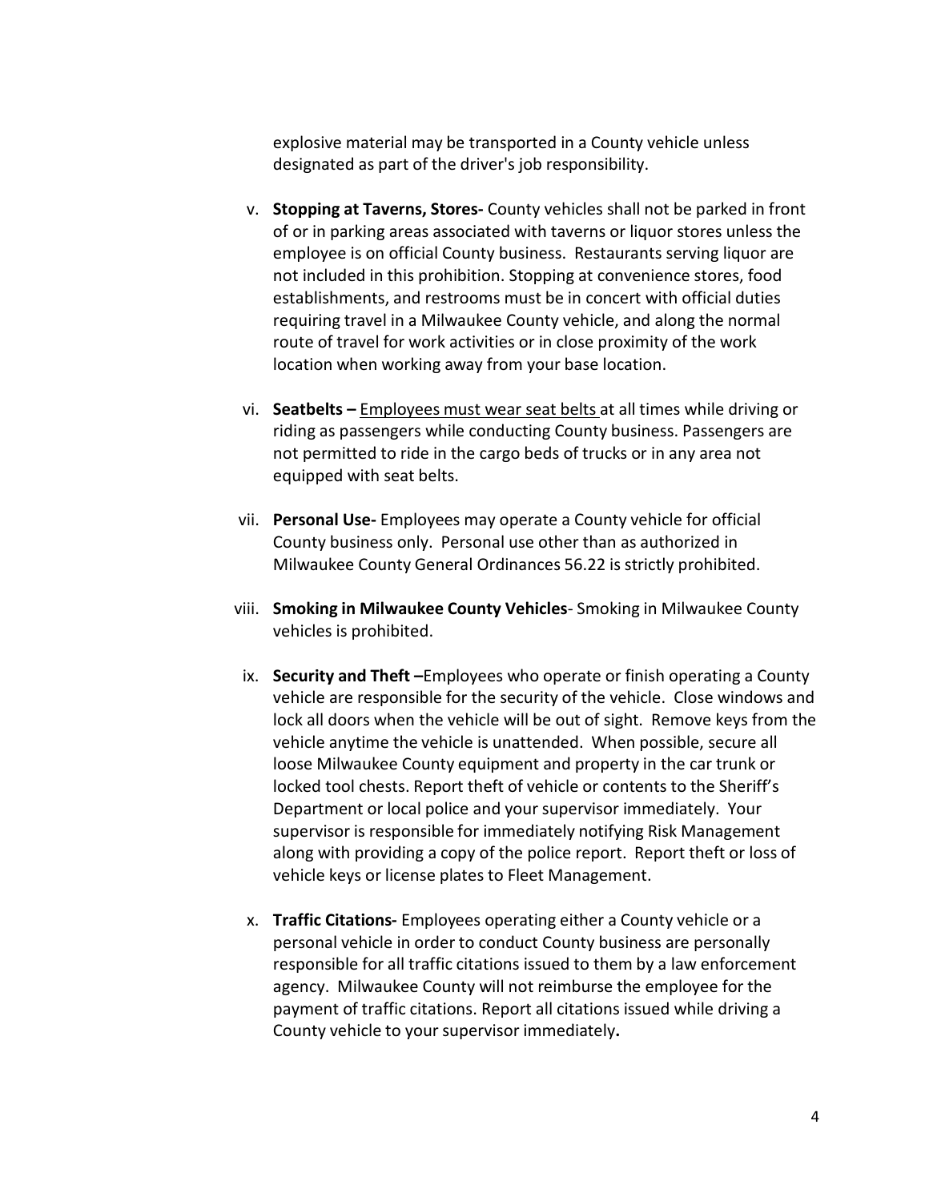explosive material may be transported in a County vehicle unless designated as part of the driver's job responsibility.

v. **Stopping at Taverns, Stores-** County vehicles shall not be parked in front of or in parking areas associated with taverns or liquor stores unless the employee is on official County business. Restaurants serving liquor are not included in this prohibition. Stopping at convenience stores, food establishments, and restrooms must be in concert with official duties requiring travel in a Milwaukee County vehicle, and along the normal route of travel for work activities or in close proximity of the work location when working away from your base location.

vi. **Seatbelts –** <u>Employees must wear seat belts</u> at all times while driving or riding as passengers while conducting County business. Passengers are not permitted to ride in the cargo beds of trucks or in any area not equipped with seat belts.

vii. **Personal Use-** Employees may operate a County vehicle for official County business only. Personal use other than as authorized in Milwaukee County General Ordinances 56.22 is strictly prohibited.

viii. **Smoking in Milwaukee County Vehicles**- Smoking in Milwaukee County vehicles is prohibited.

ix. **Security and Theft –**Employees who operate or finish operating a County vehicle are responsible for the security of the vehicle. Close windows and lock all doors when the vehicle will be out of sight. Remove keys from the vehicle anytime the vehicle is unattended. When possible, secure all loose Milwaukee County equipment and property in the car trunk or locked tool chests. Report theft of vehicle or contents to the Sheriff's Department or local police and your supervisor immediately. Your supervisor is responsible for immediately notifying Risk Management along with providing a copy of the police report. Report theft or loss of vehicle keys or license plates to Fleet Management.

x. **Traffic Citations-** Employees operating either a County vehicle or a personal vehicle in order to conduct County business are personally responsible for all traffic citations issued to them by a law enforcement agency. Milwaukee County will not reimburse the employee for the payment of traffic citations. Report all citations issued while driving a County vehicle to your supervisor immediately**.**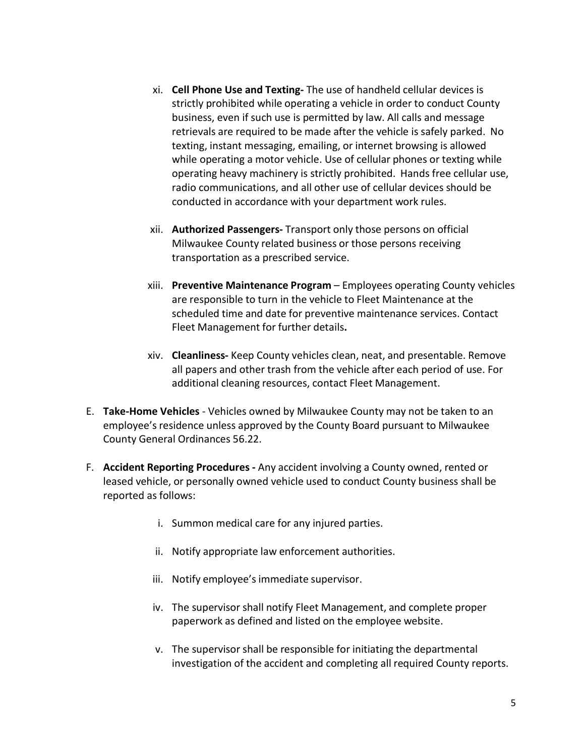xi. **Cell Phone Use and Texting-** The use of handheld cellular devices is strictly prohibited while operating a vehicle in order to conduct County business, even if such use is permitted by law. All calls and message retrievals are required to be made after the vehicle is safely parked. No texting, instant messaging, emailing, or internet browsing is allowed while operating a motor vehicle. Use of cellular phones or texting while operating heavy machinery is strictly prohibited. Hands free cellular use, radio communications, and all other use of cellular devices should be conducted in accordance with your department work rules.

xii. **Authorized Passengers-** Transport only those persons on official Milwaukee County related business or those persons receiving transportation as a prescribed service.

xiii. **Preventive Maintenance Program** – Employees operating County vehicles are responsible to turn in the vehicle to Fleet Maintenance at the scheduled time and date for preventive maintenance services. Contact Fleet Management for further details**.**

xiv. **Cleanliness-** Keep County vehicles clean, neat, and presentable. Remove all papers and other trash from the vehicle after each period of use. For additional cleaning resources, contact Fleet Management.

E. **Take-Home Vehicles** - Vehicles owned by Milwaukee County may not be taken to an employee's residence unless approved by the County Board pursuant to Milwaukee County General Ordinances 56.22.

F. **Accident Reporting Procedures -** Any accident involving a County owned, rented or leased vehicle, or personally owned vehicle used to conduct County business shall be reported as follows:

i. Summon medical care for any injured parties.

ii. Notify appropriate law enforcement authorities.

iii. Notify employee's immediate supervisor.

iv. The supervisor shall notify Fleet Management, and complete proper paperwork as defined and listed on the employee website.

v. The supervisor shall be responsible for initiating the departmental investigation of the accident and completing all required County reports.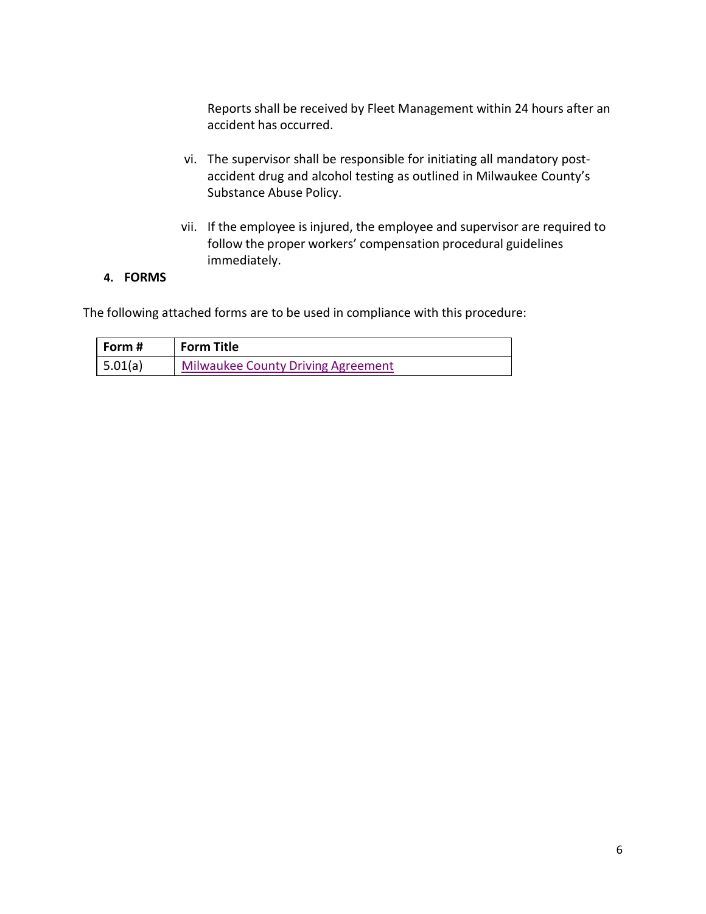Reports shall be received by Fleet Management within 24 hours after an accident has occurred.

vi. The supervisor shall be responsible for initiating all mandatory post-accident drug and alcohol testing as outlined in Milwaukee County's Substance Abuse Policy.

vii. If the employee is injured, the employee and supervisor are required to follow the proper workers' compensation procedural guidelines immediately.

## 4. FORMS

The following attached forms are to be used in compliance with this procedure:

| Form # | Form Title |
|---|---|
| 5.01(a) | Milwaukee County Driving Agreement |